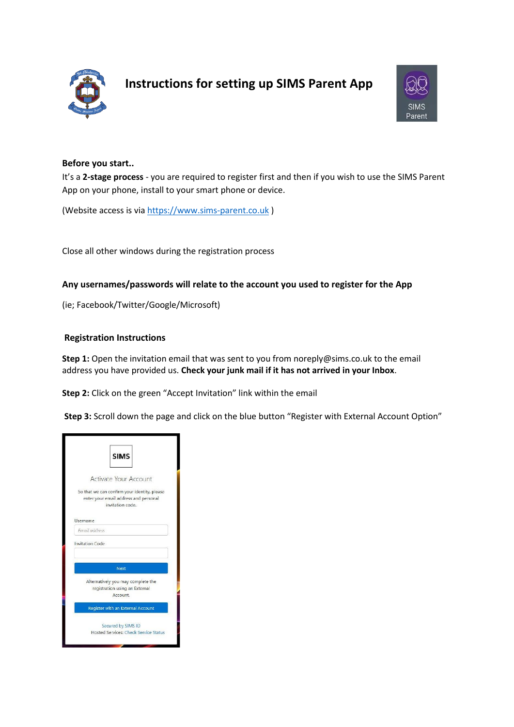# Instructions for setting up SIMS Parent App

**Before you start..**

It's a **2-stage process** - you are required to register first and then if you wish to use the SIMS Parent App on your phone, install to your smart phone or device.

(Website access is via https://www.sims-parent.co.uk )

Close all other windows during the registration process

**Any usernames/passwords will relate to the account you used to register for the App**

(ie; Facebook/Twitter/Google/Microsoft)

**Registration Instructions**

**Step 1:** Open the invitation email that was sent to you from noreply@sims.co.uk to the email address you have provided us. **Check your junk mail if it has not arrived in your Inbox**.

**Step 2:** Click on the green "Accept Invitation" link within the email

**Step 3:** Scroll down the page and click on the blue button "Register with External Account Option"

SIMS

Activate Your Account

So that we can confirm your identity, please enter your email address and personal invitation code.

Username

Email address

Invitation Code

Next

Alternatively you may complete the registration using an External Account.

Register with an External Account

Secured by SIMS ID

Hosted Services: Check Service Status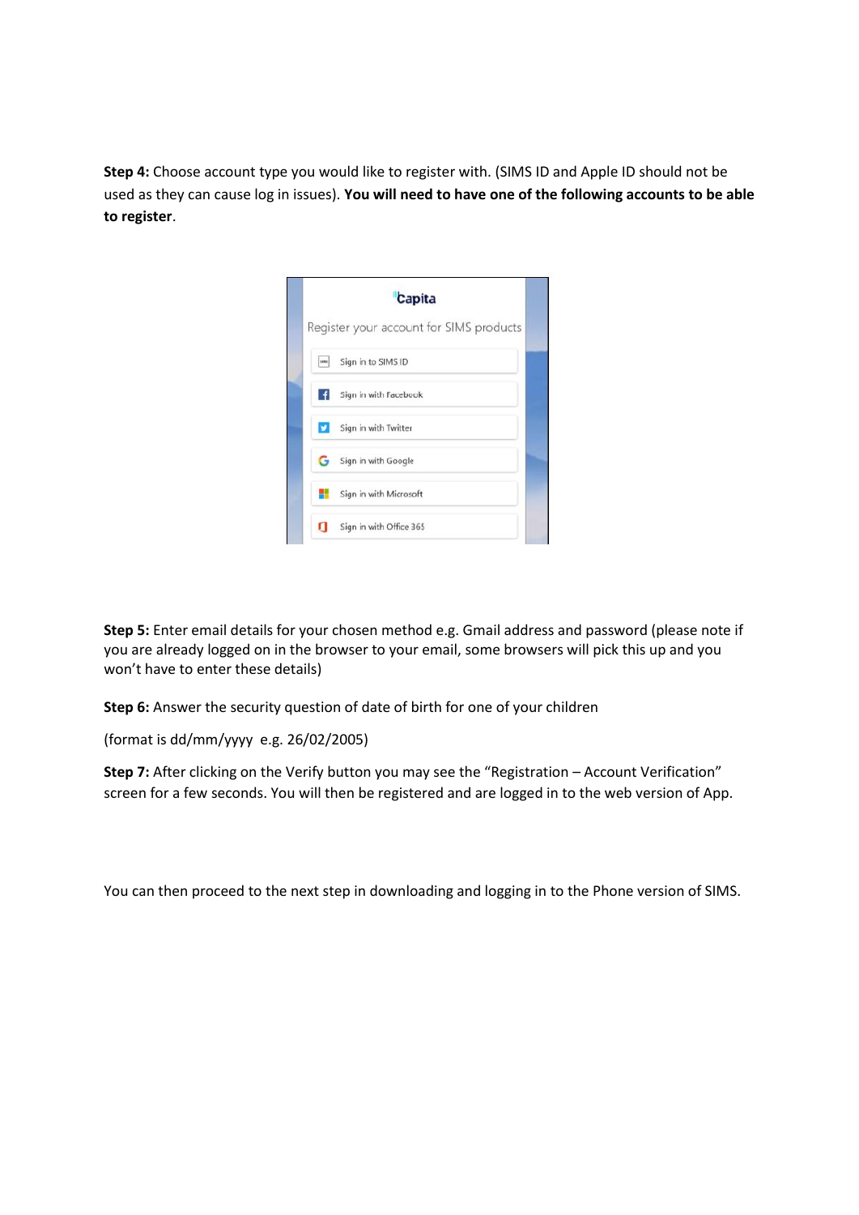**Step 4:** Choose account type you would like to register with. (SIMS ID and Apple ID should not be used as they can cause log in issues). **You will need to have one of the following accounts to be able to register**.

**Step 5:** Enter email details for your chosen method e.g. Gmail address and password (please note if you are already logged on in the browser to your email, some browsers will pick this up and you won't have to enter these details)

**Step 6:** Answer the security question of date of birth for one of your children

(format is dd/mm/yyyy e.g. 26/02/2005)

**Step 7:** After clicking on the Verify button you may see the "Registration – Account Verification" screen for a few seconds. You will then be registered and are logged in to the web version of App.

You can then proceed to the next step in downloading and logging in to the Phone version of SIMS.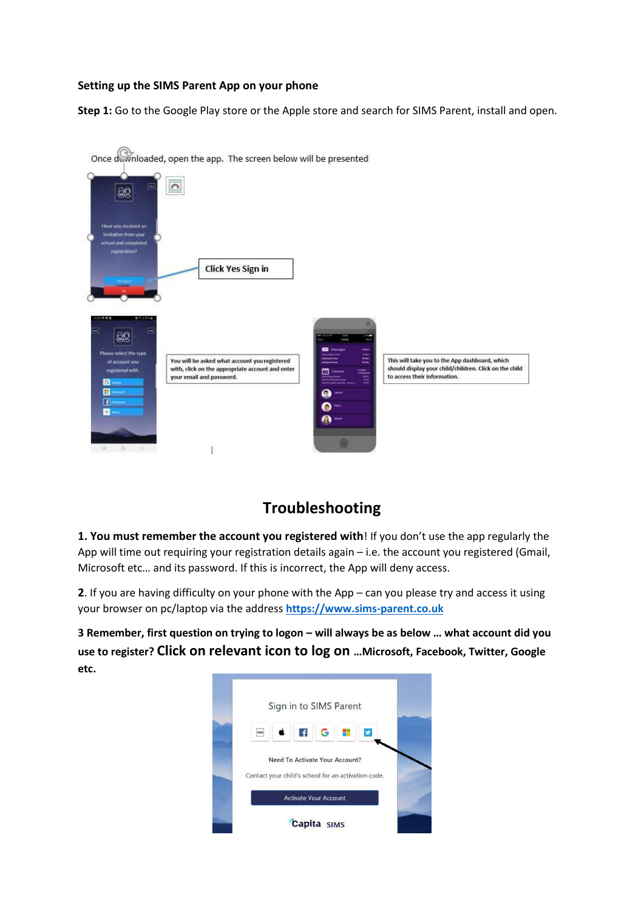**Setting up the SIMS Parent App on your phone**

**Step 1:** Go to the Google Play store or the Apple store and search for SIMS Parent, install and open.

Once downloaded, open the app. The screen below will be presented

Click Yes Sign in

You will be asked what account you registered with, click on the appropriate account and enter your email and password.

This will take you to the App dashboard, which should display your child/children. Click on the child to access their information.

# Troubleshooting

**1. You must remember the account you registered with**! If you don't use the app regularly the App will time out requiring your registration details again – i.e. the account you registered (Gmail, Microsoft etc… and its password. If this is incorrect, the App will deny access.

**2**. If you are having difficulty on your phone with the App – can you please try and access it using your browser on pc/laptop via the address [https://www.sims-parent.co.uk](https://www.sims-parent.co.uk)

**3 Remember, first question on trying to logon – will always be as below … what account did you use to register? Click on relevant icon to log on …Microsoft, Facebook, Twitter, Google etc.**

Sign in to SIMS Parent

Need To Activate Your Account?

Contact your child's school for an activation code.

Activate Your Account

Capita SIMS